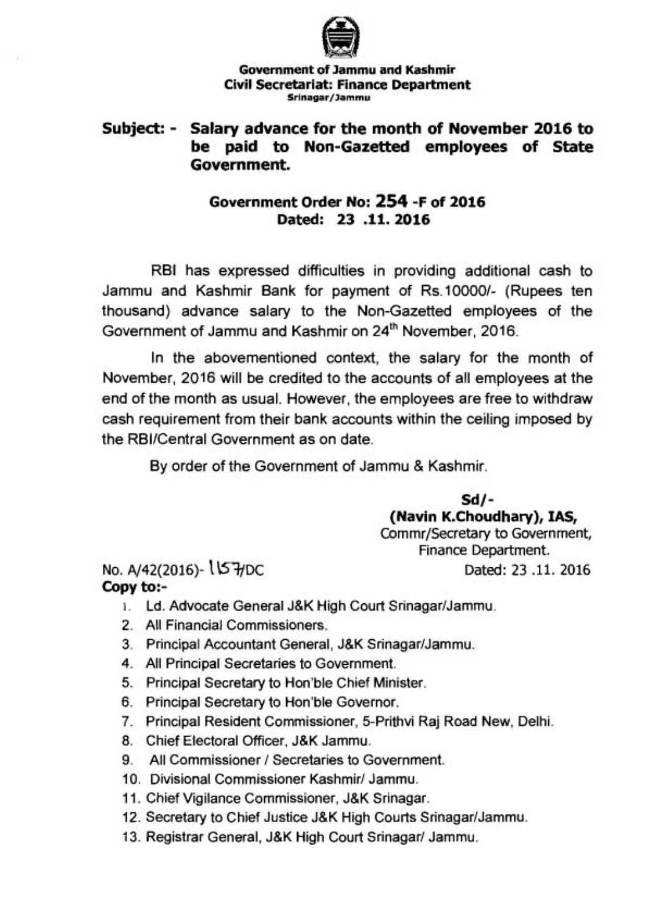**Government of Jammu and Kashmir**
**Civil Secretariat: Finance Department**
**Srinagar/Jammu**

**Subject: - Salary advance for the month of November 2016 to be paid to Non-Gazetted employees of State Government.**

**Government Order No: 254 -F of 2016**
**Dated: 23 .11. 2016**

RBI has expressed difficulties in providing additional cash to Jammu and Kashmir Bank for payment of Rs.10000/- (Rupees ten thousand) advance salary to the Non-Gazetted employees of the Government of Jammu and Kashmir on 24th November, 2016.

In the abovementioned context, the salary for the month of November, 2016 will be credited to the accounts of all employees at the end of the month as usual. However, the employees are free to withdraw cash requirement from their bank accounts within the ceiling imposed by the RBI/Central Government as on date.

By order of the Government of Jammu & Kashmir.

**Sd/-**
**(Navin K.Choudhary), IAS,**
Commr/Secretary to Government,
Finance Department.

No. A/42(2016)- 1157/DC
Dated: 23 .11. 2016

**Copy to:-**

1. Ld. Advocate General J&K High Court Srinagar/Jammu.
2. All Financial Commissioners.
3. Principal Accountant General, J&K Srinagar/Jammu.
4. All Principal Secretaries to Government.
5. Principal Secretary to Hon'ble Chief Minister.
6. Principal Secretary to Hon'ble Governor.
7. Principal Resident Commissioner, 5-Prithvi Raj Road New, Delhi.
8. Chief Electoral Officer, J&K Jammu.
9. All Commissioner / Secretaries to Government.
10. Divisional Commissioner Kashmir/ Jammu.
11. Chief Vigilance Commissioner, J&K Srinagar.
12. Secretary to Chief Justice J&K High Courts Srinagar/Jammu.
13. Registrar General, J&K High Court Srinagar/ Jammu.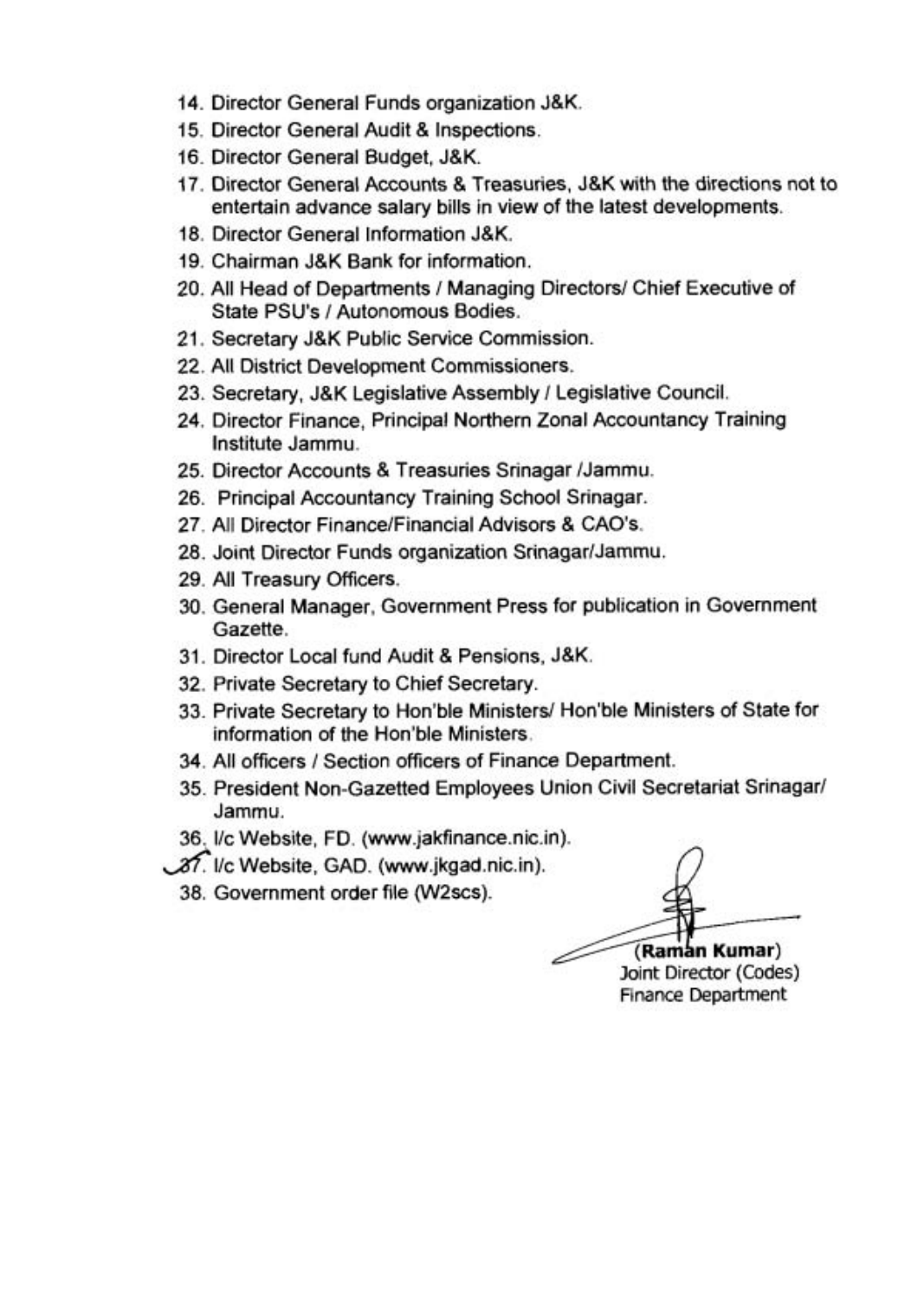14. Director General Funds organization J&K.
15. Director General Audit & Inspections.
16. Director General Budget, J&K.
17. Director General Accounts & Treasuries, J&K with the directions not to entertain advance salary bills in view of the latest developments.
18. Director General Information J&K.
19. Chairman J&K Bank for information.
20. All Head of Departments / Managing Directors/ Chief Executive of State PSU's / Autonomous Bodies.
21. Secretary J&K Public Service Commission.
22. All District Development Commissioners.
23. Secretary, J&K Legislative Assembly / Legislative Council.
24. Director Finance, Principal Northern Zonal Accountancy Training Institute Jammu.
25. Director Accounts & Treasuries Srinagar /Jammu.
26. Principal Accountancy Training School Srinagar.
27. All Director Finance/Financial Advisors & CAO's.
28. Joint Director Funds organization Srinagar/Jammu.
29. All Treasury Officers.
30. General Manager, Government Press for publication in Government Gazette.
31. Director Local fund Audit & Pensions, J&K.
32. Private Secretary to Chief Secretary.
33. Private Secretary to Hon'ble Ministers/ Hon'ble Ministers of State for information of the Hon'ble Ministers.
34. All officers / Section officers of Finance Department.
35. President Non-Gazetted Employees Union Civil Secretariat Srinagar/ Jammu.
36. I/c Website, FD. (www.jakfinance.nic.in).
37. I/c Website, GAD. (www.jkgad.nic.in).
38. Government order file (W2scs).

**(Raman Kumar)**
Joint Director (Codes)
Finance Department